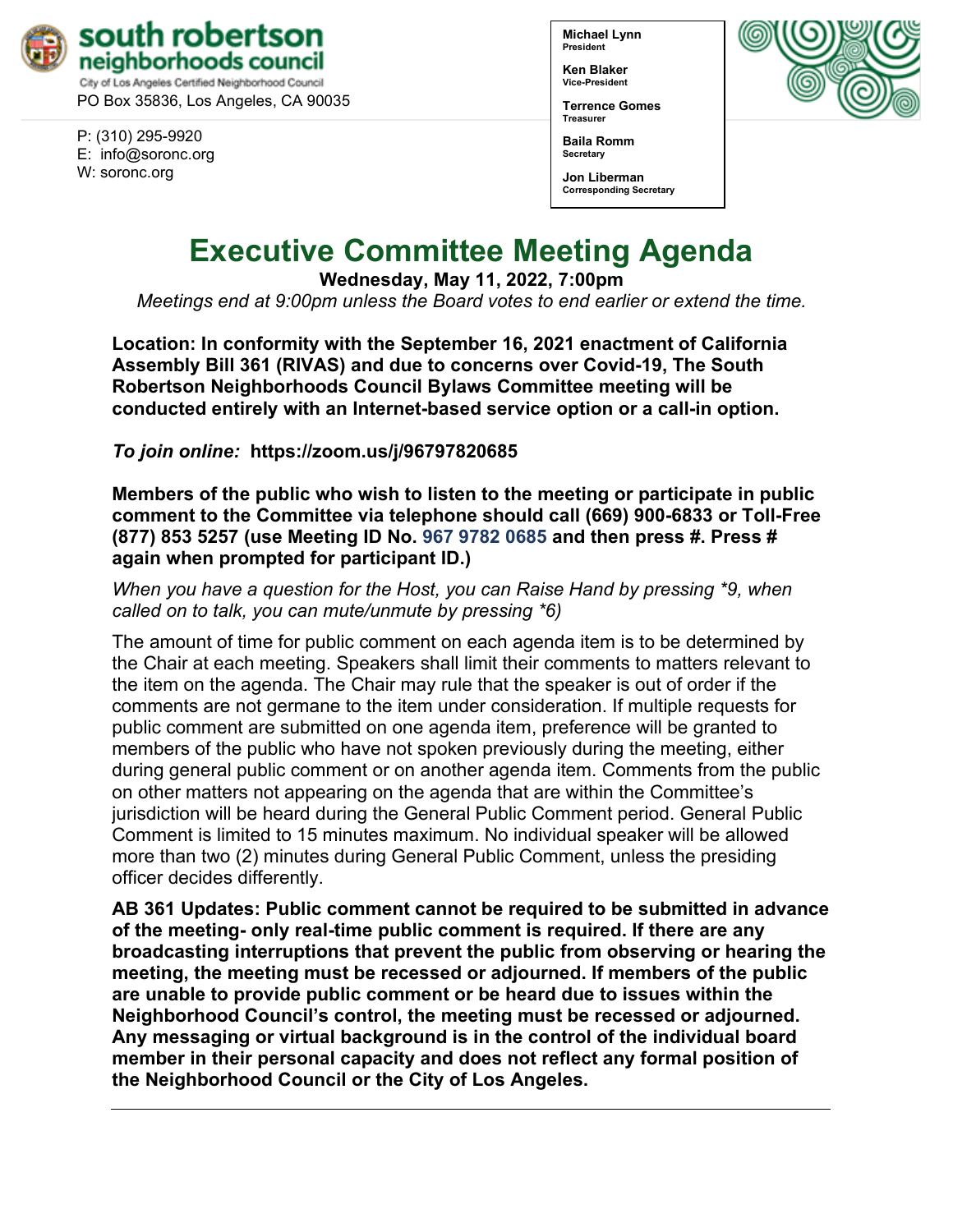**south robertson neighborhoods council**
City of Los Angeles Certified Neighborhood Council
PO Box 35836, Los Angeles, CA 90035

P: (310) 295-9920
E: info@soronc.org
W: soronc.org

**Michael Lynn**
**President**

**Ken Blaker**
**Vice-President**

**Terrence Gomes**
**Treasurer**

**Baila Romm**
**Secretary**

**Jon Liberman**
**Corresponding Secretary**

# Executive Committee Meeting Agenda

**Wednesday, May 11, 2022, 7:00pm**

*Meetings end at 9:00pm unless the Board votes to end earlier or extend the time.*

**Location: In conformity with the September 16, 2021 enactment of California Assembly Bill 361 (RIVAS) and due to concerns over Covid-19, The South Robertson Neighborhoods Council Bylaws Committee meeting will be conducted entirely with an Internet-based service option or a call-in option.**

***To join online:*** **https://zoom.us/j/96797820685**

**Members of the public who wish to listen to the meeting or participate in public comment to the Committee via telephone should call (669) 900-6833 or Toll-Free (877) 853 5257 (use Meeting ID No. 967 9782 0685 and then press #. Press # again when prompted for participant ID.)**

*When you have a question for the Host, you can Raise Hand by pressing *9, when called on to talk, you can mute/unmute by pressing *6)*

The amount of time for public comment on each agenda item is to be determined by the Chair at each meeting. Speakers shall limit their comments to matters relevant to the item on the agenda. The Chair may rule that the speaker is out of order if the comments are not germane to the item under consideration. If multiple requests for public comment are submitted on one agenda item, preference will be granted to members of the public who have not spoken previously during the meeting, either during general public comment or on another agenda item. Comments from the public on other matters not appearing on the agenda that are within the Committee's jurisdiction will be heard during the General Public Comment period. General Public Comment is limited to 15 minutes maximum. No individual speaker will be allowed more than two (2) minutes during General Public Comment, unless the presiding officer decides differently.

**AB 361 Updates: Public comment cannot be required to be submitted in advance of the meeting- only real-time public comment is required. If there are any broadcasting interruptions that prevent the public from observing or hearing the meeting, the meeting must be recessed or adjourned. If members of the public are unable to provide public comment or be heard due to issues within the Neighborhood Council's control, the meeting must be recessed or adjourned. Any messaging or virtual background is in the control of the individual board member in their personal capacity and does not reflect any formal position of the Neighborhood Council or the City of Los Angeles.**

---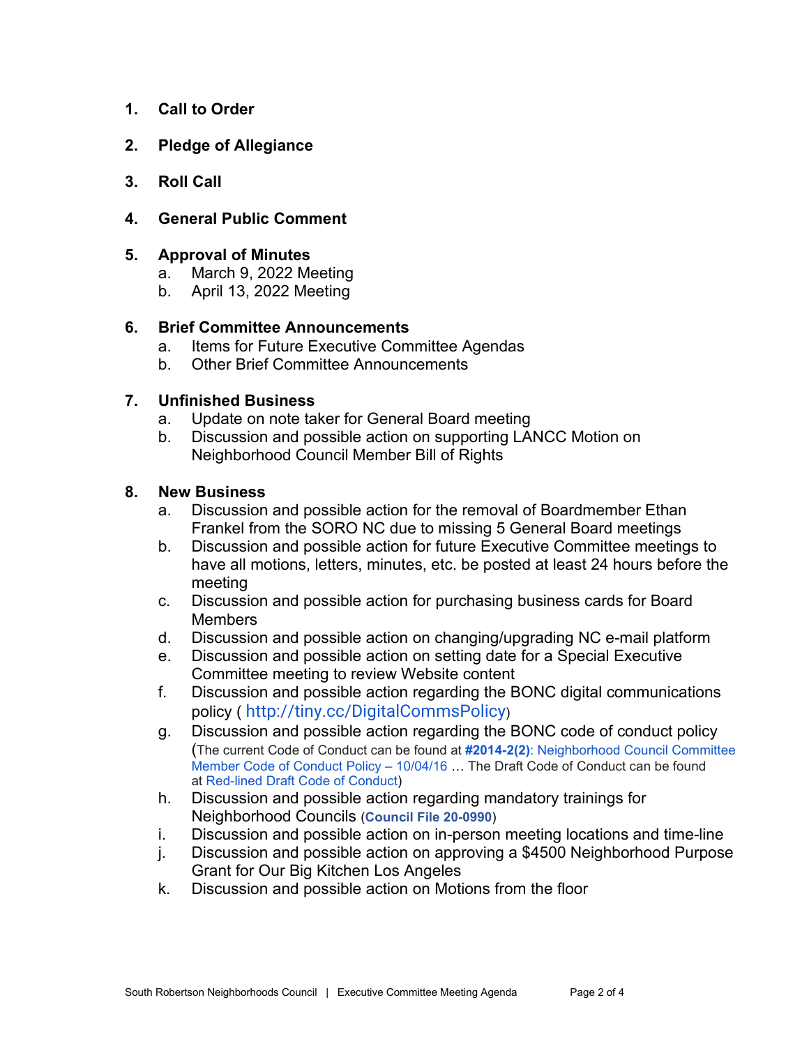1. **Call to Order**

2. **Pledge of Allegiance**

3. **Roll Call**

4. **General Public Comment**

5. **Approval of Minutes**
   a. March 9, 2022 Meeting
   b. April 13, 2022 Meeting

6. **Brief Committee Announcements**
   a. Items for Future Executive Committee Agendas
   b. Other Brief Committee Announcements

7. **Unfinished Business**
   a. Update on note taker for General Board meeting
   b. Discussion and possible action on supporting LANCC Motion on Neighborhood Council Member Bill of Rights

8. **New Business**
   a. Discussion and possible action for the removal of Boardmember Ethan Frankel from the SORO NC due to missing 5 General Board meetings
   b. Discussion and possible action for future Executive Committee meetings to have all motions, letters, minutes, etc. be posted at least 24 hours before the meeting
   c. Discussion and possible action for purchasing business cards for Board Members
   d. Discussion and possible action on changing/upgrading NC e-mail platform
   e. Discussion and possible action on setting date for a Special Executive Committee meeting to review Website content
   f. Discussion and possible action regarding the BONC digital communications policy ( http://tiny.cc/DigitalCommsPolicy)
   g. Discussion and possible action regarding the BONC code of conduct policy (The current Code of Conduct can be found at **#2014-2(2)**: Neighborhood Council Committee Member Code of Conduct Policy – 10/04/16 … The Draft Code of Conduct can be found at Red-lined Draft Code of Conduct)
   h. Discussion and possible action regarding mandatory trainings for Neighborhood Councils (**Council File 20-0990**)
   i. Discussion and possible action on in-person meeting locations and time-line
   j. Discussion and possible action on approving a $4500 Neighborhood Purpose Grant for Our Big Kitchen Los Angeles
   k. Discussion and possible action on Motions from the floor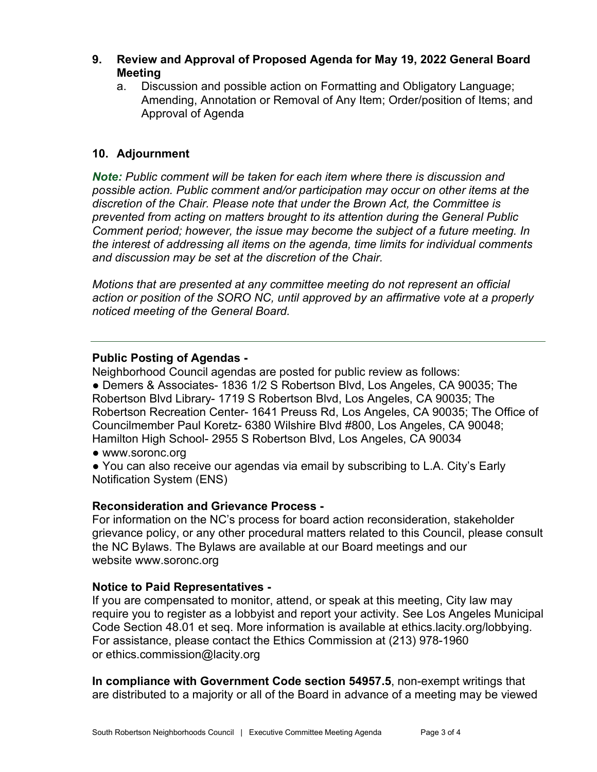9. **Review and Approval of Proposed Agenda for May 19, 2022 General Board Meeting**
   a. Discussion and possible action on Formatting and Obligatory Language; Amending, Annotation or Removal of Any Item; Order/position of Items; and Approval of Agenda

10. **Adjournment**

***Note:*** *Public comment will be taken for each item where there is discussion and possible action. Public comment and/or participation may occur on other items at the discretion of the Chair. Please note that under the Brown Act, the Committee is prevented from acting on matters brought to its attention during the General Public Comment period; however, the issue may become the subject of a future meeting. In the interest of addressing all items on the agenda, time limits for individual comments and discussion may be set at the discretion of the Chair.*

*Motions that are presented at any committee meeting do not represent an official action or position of the SORO NC, until approved by an affirmative vote at a properly noticed meeting of the General Board.*

---

**Public Posting of Agendas -**

Neighborhood Council agendas are posted for public review as follows:

- Demers & Associates- 1836 1/2 S Robertson Blvd, Los Angeles, CA 90035; The Robertson Blvd Library- 1719 S Robertson Blvd, Los Angeles, CA 90035; The Robertson Recreation Center- 1641 Preuss Rd, Los Angeles, CA 90035; The Office of Councilmember Paul Koretz- 6380 Wilshire Blvd #800, Los Angeles, CA 90048; Hamilton High School- 2955 S Robertson Blvd, Los Angeles, CA 90034
- www.soronc.org
- You can also receive our agendas via email by subscribing to L.A. City's Early Notification System (ENS)

**Reconsideration and Grievance Process -**

For information on the NC's process for board action reconsideration, stakeholder grievance policy, or any other procedural matters related to this Council, please consult the NC Bylaws. The Bylaws are available at our Board meetings and our website www.soronc.org

**Notice to Paid Representatives -**

If you are compensated to monitor, attend, or speak at this meeting, City law may require you to register as a lobbyist and report your activity. See Los Angeles Municipal Code Section 48.01 et seq. More information is available at ethics.lacity.org/lobbying. For assistance, please contact the Ethics Commission at (213) 978-1960 or ethics.commission@lacity.org

**In compliance with Government Code section 54957.5**, non-exempt writings that are distributed to a majority or all of the Board in advance of a meeting may be viewed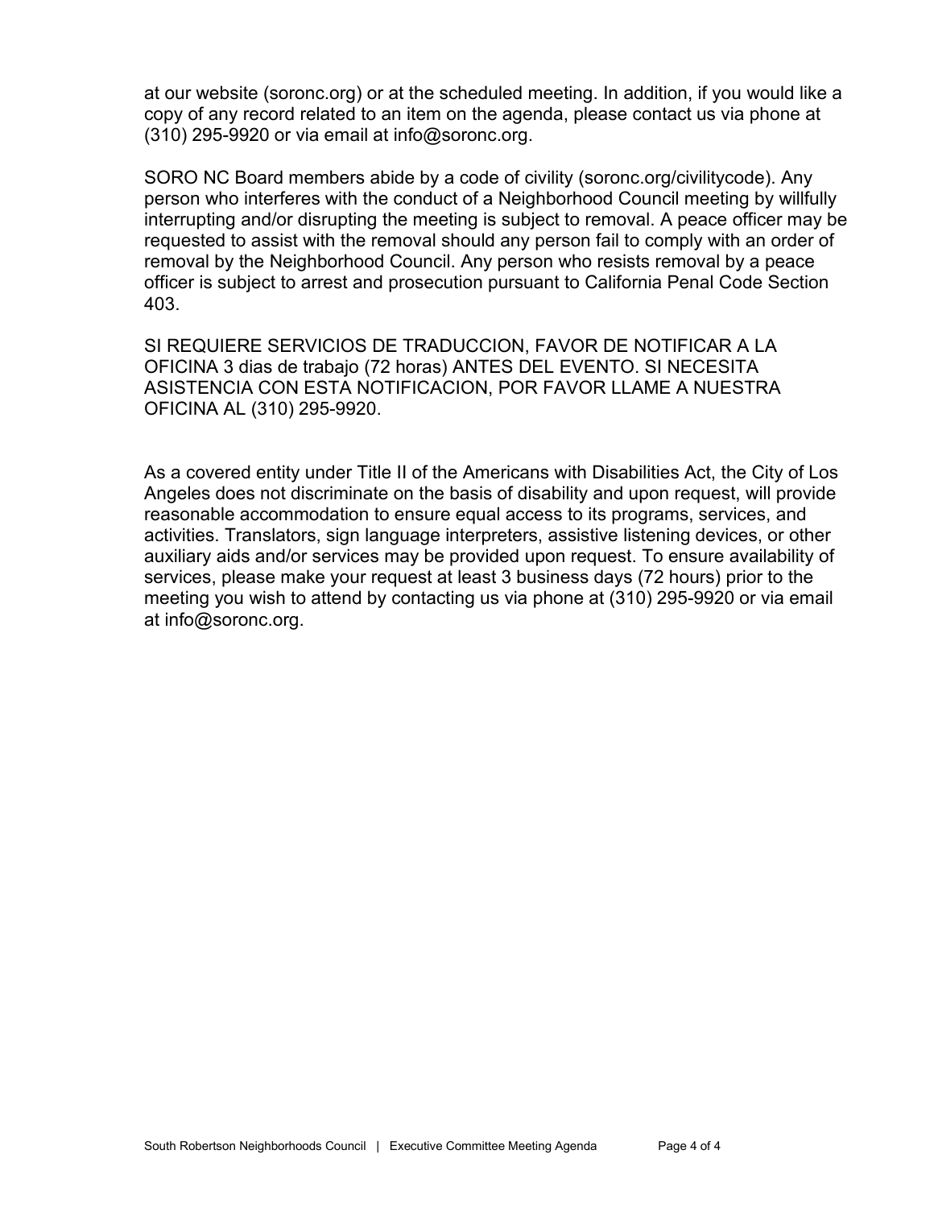at our website (soronc.org) or at the scheduled meeting. In addition, if you would like a copy of any record related to an item on the agenda, please contact us via phone at (310) 295-9920 or via email at info@soronc.org.

SORO NC Board members abide by a code of civility (soronc.org/civilitycode). Any person who interferes with the conduct of a Neighborhood Council meeting by willfully interrupting and/or disrupting the meeting is subject to removal. A peace officer may be requested to assist with the removal should any person fail to comply with an order of removal by the Neighborhood Council. Any person who resists removal by a peace officer is subject to arrest and prosecution pursuant to California Penal Code Section 403.

SI REQUIERE SERVICIOS DE TRADUCCION, FAVOR DE NOTIFICAR A LA OFICINA 3 dias de trabajo (72 horas) ANTES DEL EVENTO. SI NECESITA ASISTENCIA CON ESTA NOTIFICACION, POR FAVOR LLAME A NUESTRA OFICINA AL (310) 295-9920.

As a covered entity under Title II of the Americans with Disabilities Act, the City of Los Angeles does not discriminate on the basis of disability and upon request, will provide reasonable accommodation to ensure equal access to its programs, services, and activities. Translators, sign language interpreters, assistive listening devices, or other auxiliary aids and/or services may be provided upon request. To ensure availability of services, please make your request at least 3 business days (72 hours) prior to the meeting you wish to attend by contacting us via phone at (310) 295-9920 or via email at info@soronc.org.